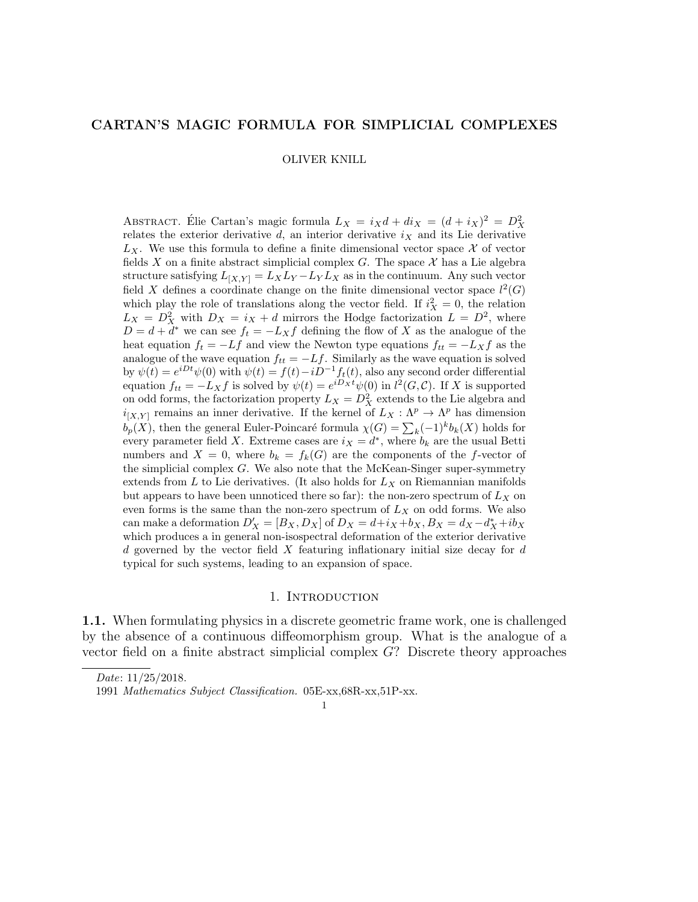# CARTAN'S MAGIC FORMULA FOR SIMPLICIAL COMPLEXES

OLIVER KNILL

Abstract. Élie Cartan's magic formula $L_X = i_X d + d i_X = (d + i_X)^2 = D_X^2$ relates the exterior derivative $d$, an interior derivative $i_X$ and its Lie derivative $L_X$. We use this formula to define a finite dimensional vector space $\mathcal{X}$ of vector fields $X$ on a finite abstract simplicial complex $G$. The space $\mathcal{X}$ has a Lie algebra structure satisfying $L_{[X,Y]} = L_X L_Y - L_Y L_X$ as in the continuum. Any such vector field $X$ defines a coordinate change on the finite dimensional vector space $l^2(G)$ which play the role of translations along the vector field. If $i_X^2 = 0$, the relation $L_X = D_X^2$ with $D_X = i_X + d$ mirrors the Hodge factorization $L = D^2$, where $D = d + d^*$ we can see $f_t = -L_X f$ defining the flow of $X$ as the analogue of the heat equation $f_t = -Lf$ and view the Newton type equations $f_{tt} = -L_X f$ as the analogue of the wave equation $f_{tt} = -Lf$. Similarly as the wave equation is solved by $\psi(t) = e^{iDt}\psi(0)$ with $\psi(t) = f(t) - iD^{-1} f_t(t)$, also any second order differential equation $f_{tt} = -L_X f$ is solved by $\psi(t) = e^{iD_X t}\psi(0)$ in $l^2(G, \mathcal{C})$. If $X$ is supported on odd forms, the factorization property $L_X = D_X^2$ extends to the Lie algebra and $i_{[X,Y]}$ remains an inner derivative. If the kernel of $L_X : \Lambda^p \to \Lambda^p$ has dimension $b_p(X)$, then the general Euler-Poincaré formula $\chi(G) = \sum_k (-1)^k b_k(X)$ holds for every parameter field $X$. Extreme cases are $i_X = d^*$, where $b_k$ are the usual Betti numbers and $X = 0$, where $b_k = f_k(G)$ are the components of the $f$-vector of the simplicial complex $G$. We also note that the McKean-Singer super-symmetry extends from $L$ to Lie derivatives. (It also holds for $L_X$ on Riemannian manifolds but appears to have been unnoticed there so far): the non-zero spectrum of $L_X$ on even forms is the same than the non-zero spectrum of $L_X$ on odd forms. We also can make a deformation $D_X' = [B_X, D_X]$ of $D_X = d + i_X + b_X$, $B_X = d_X - d_X^* + i b_X$ which produces a in general non-isospectral deformation of the exterior derivative $d$ governed by the vector field $X$ featuring inflationary initial size decay for $d$ typical for such systems, leading to an expansion of space.

## 1. Introduction

**1.1.** When formulating physics in a discrete geometric frame work, one is challenged by the absence of a continuous diffeomorphism group. What is the analogue of a vector field on a finite abstract simplicial complex $G$? Discrete theory approaches

*Date*: 11/25/2018.

1991 *Mathematics Subject Classification.* 05E-xx,68R-xx,51P-xx.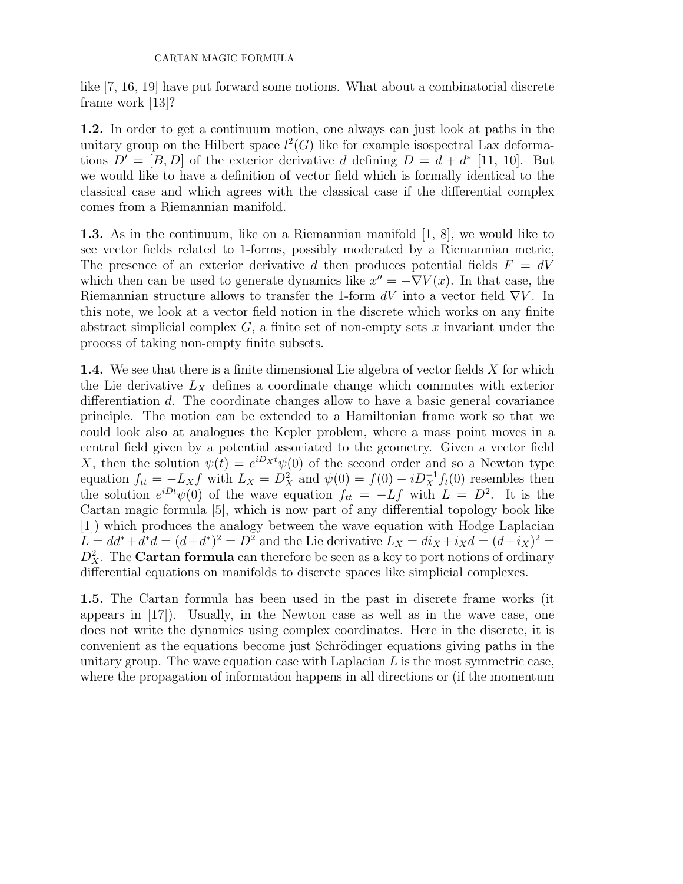like [7, 16, 19] have put forward some notions. What about a combinatorial discrete frame work [13]?

**1.2.** In order to get a continuum motion, one always can just look at paths in the unitary group on the Hilbert space $l^2(G)$ like for example isospectral Lax deformations $D' = [B, D]$ of the exterior derivative $d$ defining $D = d + d^*$ [11, 10]. But we would like to have a definition of vector field which is formally identical to the classical case and which agrees with the classical case if the differential complex comes from a Riemannian manifold.

**1.3.** As in the continuum, like on a Riemannian manifold [1, 8], we would like to see vector fields related to 1-forms, possibly moderated by a Riemannian metric, The presence of an exterior derivative $d$ then produces potential fields $F = dV$ which then can be used to generate dynamics like $x'' = -\nabla V(x)$. In that case, the Riemannian structure allows to transfer the 1-form $dV$ into a vector field $\nabla V$. In this note, we look at a vector field notion in the discrete which works on any finite abstract simplicial complex $G$, a finite set of non-empty sets $x$ invariant under the process of taking non-empty finite subsets.

**1.4.** We see that there is a finite dimensional Lie algebra of vector fields $X$ for which the Lie derivative $L_X$ defines a coordinate change which commutes with exterior differentiation $d$. The coordinate changes allow to have a basic general covariance principle. The motion can be extended to a Hamiltonian frame work so that we could look also at analogues the Kepler problem, where a mass point moves in a central field given by a potential associated to the geometry. Given a vector field $X$, then the solution $\psi(t) = e^{iD_X t}\psi(0)$ of the second order and so a Newton type equation $f_{tt} = -L_X f$ with $L_X = D_X^2$ and $\psi(0) = f(0) - iD_X^{-1} f_t(0)$ resembles then the solution $e^{iDt}\psi(0)$ of the wave equation $f_{tt} = -Lf$ with $L = D^2$. It is the Cartan magic formula [5], which is now part of any differential topology book like [1]) which produces the analogy between the wave equation with Hodge Laplacian $L = dd^* + d^*d = (d + d^*)^2 = D^2$ and the Lie derivative $L_X = di_X + i_X d = (d + i_X)^2 = D_X^2$. The **Cartan formula** can therefore be seen as a key to port notions of ordinary differential equations on manifolds to discrete spaces like simplicial complexes.

**1.5.** The Cartan formula has been used in the past in discrete frame works (it appears in [17]). Usually, in the Newton case as well as in the wave case, one does not write the dynamics using complex coordinates. Here in the discrete, it is convenient as the equations become just Schrödinger equations giving paths in the unitary group. The wave equation case with Laplacian $L$ is the most symmetric case, where the propagation of information happens in all directions or (if the momentum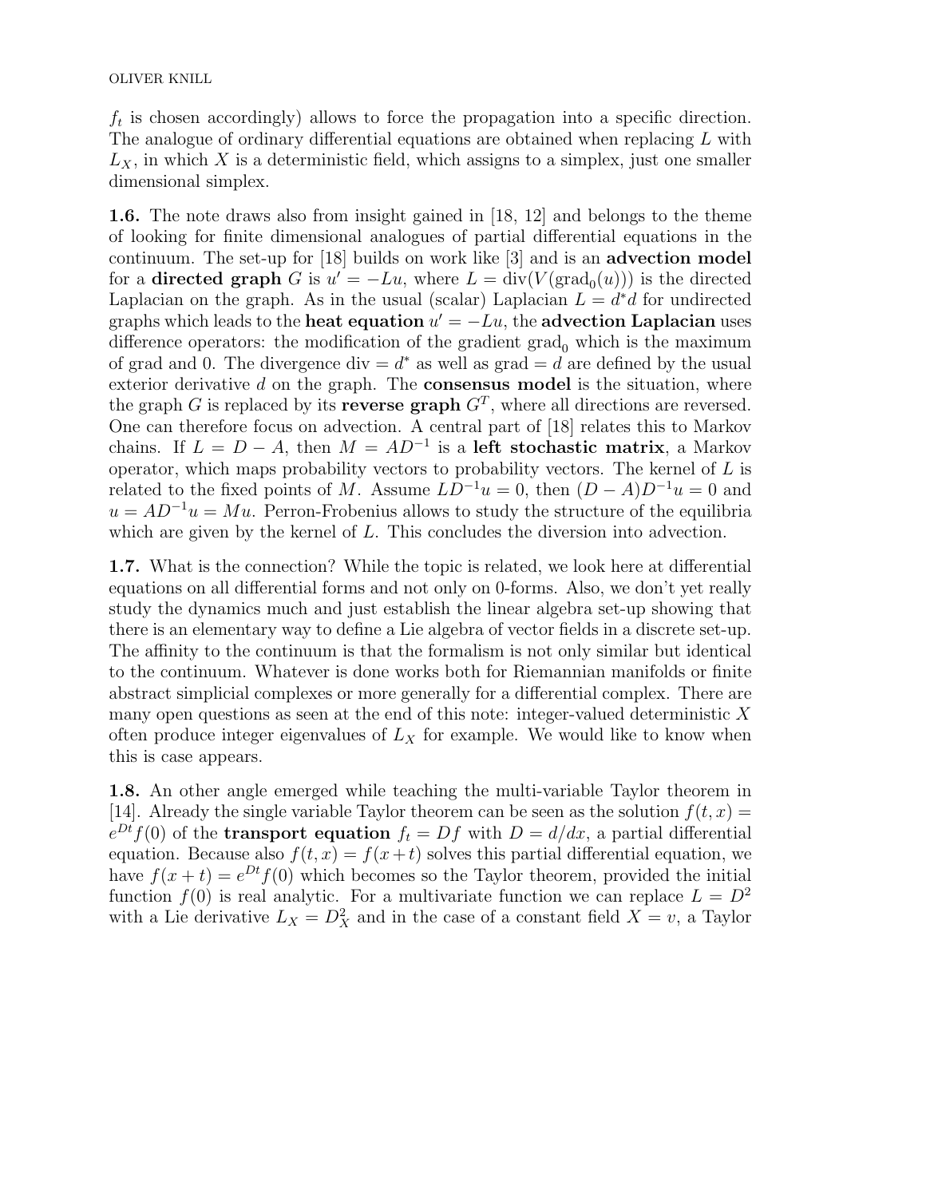$f_t$ is chosen accordingly) allows to force the propagation into a specific direction. The analogue of ordinary differential equations are obtained when replacing $L$ with $L_X$, in which $X$ is a deterministic field, which assigns to a simplex, just one smaller dimensional simplex.

**1.6.** The note draws also from insight gained in [18, 12] and belongs to the theme of looking for finite dimensional analogues of partial differential equations in the continuum. The set-up for [18] builds on work like [3] and is an **advection model** for a **directed graph** $G$ is $u' = -Lu$, where $L = \text{div}(V(\text{grad}_0(u)))$ is the directed Laplacian on the graph. As in the usual (scalar) Laplacian $L = d^*d$ for undirected graphs which leads to the **heat equation** $u' = -Lu$, the **advection Laplacian** uses difference operators: the modification of the gradient $\text{grad}_0$ which is the maximum of grad and 0. The divergence $\text{div} = d^*$ as well as $\text{grad} = d$ are defined by the usual exterior derivative $d$ on the graph. The **consensus model** is the situation, where the graph $G$ is replaced by its **reverse graph** $G^T$, where all directions are reversed. One can therefore focus on advection. A central part of [18] relates this to Markov chains. If $L = D - A$, then $M = AD^{-1}$ is a **left stochastic matrix**, a Markov operator, which maps probability vectors to probability vectors. The kernel of $L$ is related to the fixed points of $M$. Assume $LD^{-1}u = 0$, then $(D - A)D^{-1}u = 0$ and $u = AD^{-1}u = Mu$. Perron-Frobenius allows to study the structure of the equilibria which are given by the kernel of $L$. This concludes the diversion into advection.

**1.7.** What is the connection? While the topic is related, we look here at differential equations on all differential forms and not only on 0-forms. Also, we don't yet really study the dynamics much and just establish the linear algebra set-up showing that there is an elementary way to define a Lie algebra of vector fields in a discrete set-up. The affinity to the continuum is that the formalism is not only similar but identical to the continuum. Whatever is done works both for Riemannian manifolds or finite abstract simplicial complexes or more generally for a differential complex. There are many open questions as seen at the end of this note: integer-valued deterministic $X$ often produce integer eigenvalues of $L_X$ for example. We would like to know when this is case appears.

**1.8.** An other angle emerged while teaching the multi-variable Taylor theorem in [14]. Already the single variable Taylor theorem can be seen as the solution $f(t, x) = e^{Dt}f(0)$ of the **transport equation** $f_t = Df$ with $D = d/dx$, a partial differential equation. Because also $f(t, x) = f(x + t)$ solves this partial differential equation, we have $f(x + t) = e^{Dt}f(0)$ which becomes so the Taylor theorem, provided the initial function $f(0)$ is real analytic. For a multivariate function we can replace $L = D^2$ with a Lie derivative $L_X = D_X^2$ and in the case of a constant field $X = v$, a Taylor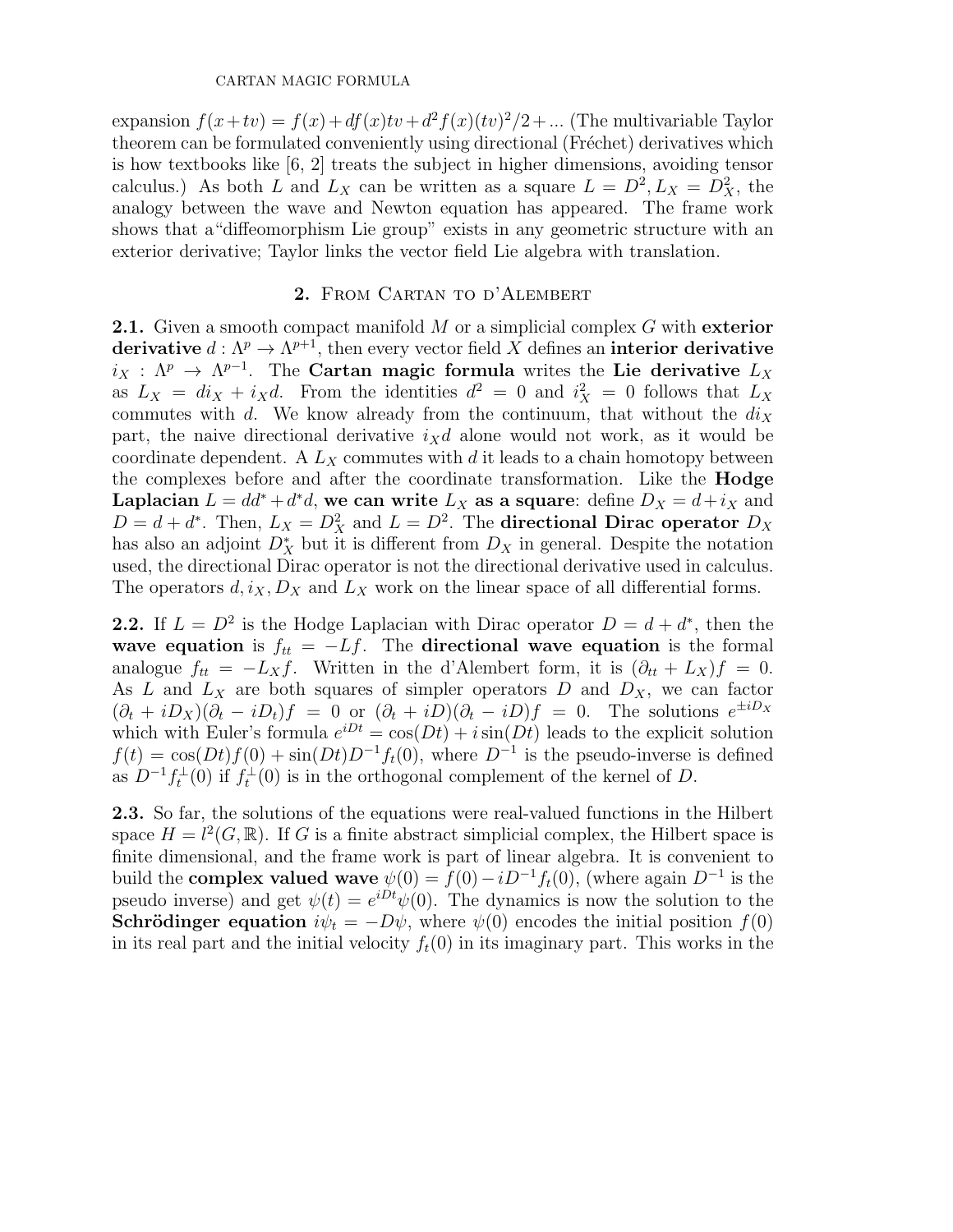expansion $f(x+tv) = f(x)+df(x)tv+d^2f(x)(tv)^2/2+...$ (The multivariable Taylor theorem can be formulated conveniently using directional (Fréchet) derivatives which is how textbooks like [6, 2] treats the subject in higher dimensions, avoiding tensor calculus.) As both $L$ and $L_X$ can be written as a square $L = D^2, L_X = D_X^2$, the analogy between the wave and Newton equation has appeared. The frame work shows that a "diffeomorphism Lie group" exists in any geometric structure with an exterior derivative; Taylor links the vector field Lie algebra with translation.

## 2. From Cartan to d'Alembert

**2.1.** Given a smooth compact manifold $M$ or a simplicial complex $G$ with **exterior derivative** $d : \Lambda^p \to \Lambda^{p+1}$, then every vector field $X$ defines an **interior derivative** $i_X : \Lambda^p \to \Lambda^{p-1}$. The **Cartan magic formula** writes the **Lie derivative** $L_X$ as $L_X = di_X + i_X d$. From the identities $d^2 = 0$ and $i_X^2 = 0$ follows that $L_X$ commutes with $d$. We know already from the continuum, that without the $di_X$ part, the naive directional derivative $i_X d$ alone would not work, as it would be coordinate dependent. A $L_X$ commutes with $d$ it leads to a chain homotopy between the complexes before and after the coordinate transformation. Like the **Hodge Laplacian** $L = dd^* + d^*d$, **we can write** $L_X$ **as a square**: define $D_X = d + i_X$ and $D = d + d^*$. Then, $L_X = D_X^2$ and $L = D^2$. The **directional Dirac operator** $D_X$ has also an adjoint $D_X^*$ but it is different from $D_X$ in general. Despite the notation used, the directional Dirac operator is not the directional derivative used in calculus. The operators $d, i_X, D_X$ and $L_X$ work on the linear space of all differential forms.

**2.2.** If $L = D^2$ is the Hodge Laplacian with Dirac operator $D = d + d^*$, then the **wave equation** is $f_{tt} = -Lf$. The **directional wave equation** is the formal analogue $f_{tt} = -L_X f$. Written in the d'Alembert form, it is $(\partial_{tt} + L_X)f = 0$. As $L$ and $L_X$ are both squares of simpler operators $D$ and $D_X$, we can factor $(\partial_t + iD_X)(\partial_t - iD_t)f = 0$ or $(\partial_t + iD)(\partial_t - iD)f = 0$. The solutions $e^{\pm iD_X}$ which with Euler's formula $e^{iDt} = \cos(Dt) + i\sin(Dt)$ leads to the explicit solution $f(t) = \cos(Dt)f(0) + \sin(Dt)D^{-1}f_t(0)$, where $D^{-1}$ is the pseudo-inverse is defined as $D^{-1}f_t^{\perp}(0)$ if $f_t^{\perp}(0)$ is in the orthogonal complement of the kernel of $D$.

**2.3.** So far, the solutions of the equations were real-valued functions in the Hilbert space $H = l^2(G, \mathbb{R})$. If $G$ is a finite abstract simplicial complex, the Hilbert space is finite dimensional, and the frame work is part of linear algebra. It is convenient to build the **complex valued wave** $\psi(0) = f(0) - iD^{-1}f_t(0)$, (where again $D^{-1}$ is the pseudo inverse) and get $\psi(t) = e^{iDt}\psi(0)$. The dynamics is now the solution to the **Schrödinger equation** $i\psi_t = -D\psi$, where $\psi(0)$ encodes the initial position $f(0)$ in its real part and the initial velocity $f_t(0)$ in its imaginary part. This works in the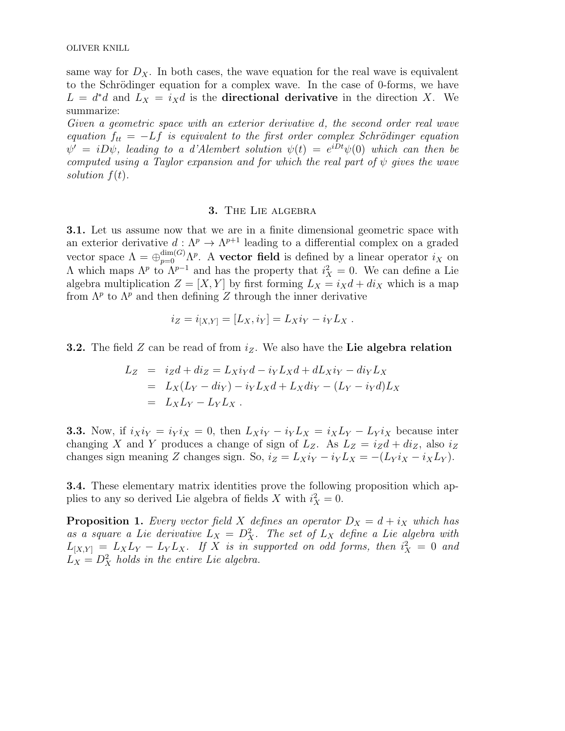same way for $D_X$. In both cases, the wave equation for the real wave is equivalent to the Schrödinger equation for a complex wave. In the case of 0-forms, we have $L = d^*d$ and $L_X = i_X d$ is the **directional derivative** in the direction $X$. We summarize:

*Given a geometric space with an exterior derivative $d$, the second order real wave equation $f_{tt} = -Lf$ is equivalent to the first order complex Schrödinger equation $\psi' = iD\psi$, leading to a d'Alembert solution $\psi(t) = e^{iDt}\psi(0)$ which can then be computed using a Taylor expansion and for which the real part of $\psi$ gives the wave solution $f(t)$.*

## 3. The Lie algebra

**3.1.** Let us assume now that we are in a finite dimensional geometric space with an exterior derivative $d : \Lambda^p \to \Lambda^{p+1}$ leading to a differential complex on a graded vector space $\Lambda = \oplus_{p=0}^{\dim(G)} \Lambda^p$. A **vector field** is defined by a linear operator $i_X$ on $\Lambda$ which maps $\Lambda^p$ to $\Lambda^{p-1}$ and has the property that $i_X^2 = 0$. We can define a Lie algebra multiplication $Z = [X, Y]$ by first forming $L_X = i_X d + d i_X$ which is a map from $\Lambda^p$ to $\Lambda^p$ and then defining $Z$ through the inner derivative

$$i_Z = i_{[X,Y]} = [L_X, i_Y] = L_X i_Y - i_Y L_X \ .$$

**3.2.** The field $Z$ can be read of from $i_Z$. We also have the **Lie algebra relation**

$$\begin{aligned}
L_Z &= i_Z d + d i_Z = L_X i_Y d - i_Y L_X d + d L_X i_Y - d i_Y L_X \\
&= L_X(L_Y - d i_Y) - i_Y L_X d + L_X d i_Y - (L_Y - i_Y d) L_X \\
&= L_X L_Y - L_Y L_X \ .
\end{aligned}$$

**3.3.** Now, if $i_X i_Y = i_Y i_X = 0$, then $L_X i_Y - i_Y L_X = i_X L_Y - L_Y i_X$ because inter changing $X$ and $Y$ produces a change of sign of $L_Z$. As $L_Z = i_Z d + d i_Z$, also $i_Z$ changes sign meaning $Z$ changes sign. So, $i_Z = L_X i_Y - i_Y L_X = -(L_Y i_X - i_X L_Y)$.

**3.4.** These elementary matrix identities prove the following proposition which applies to any so derived Lie algebra of fields $X$ with $i_X^2 = 0$.

**Proposition 1.** *Every vector field $X$ defines an operator $D_X = d + i_X$ which has as a square a Lie derivative $L_X = D_X^2$. The set of $L_X$ define a Lie algebra with $L_{[X,Y]} = L_X L_Y - L_Y L_X$. If $X$ is in supported on odd forms, then $i_X^2 = 0$ and $L_X = D_X^2$ holds in the entire Lie algebra.*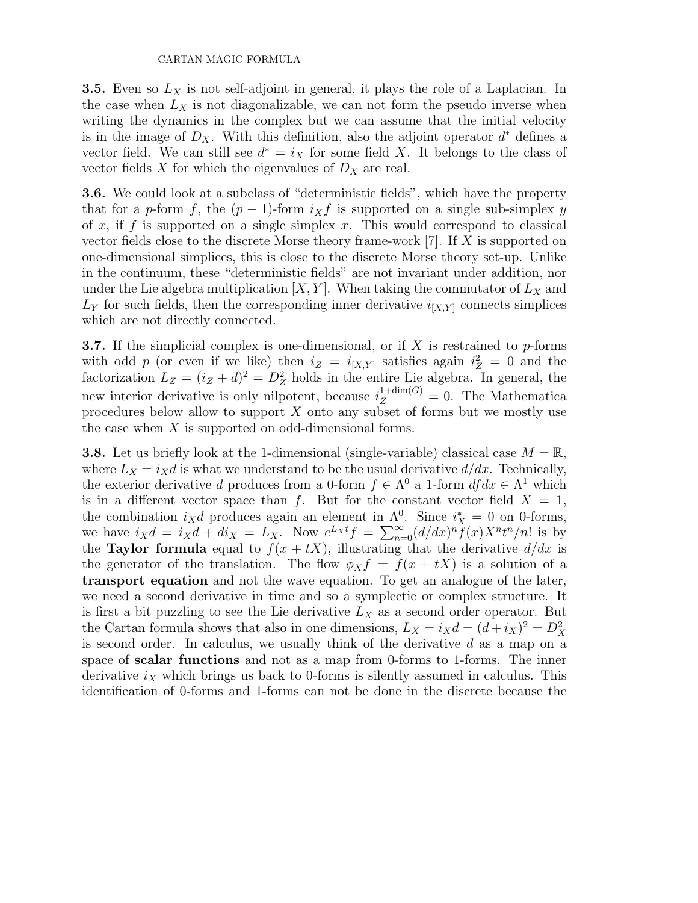**3.5.** Even so $L_X$ is not self-adjoint in general, it plays the role of a Laplacian. In the case when $L_X$ is not diagonalizable, we can not form the pseudo inverse when writing the dynamics in the complex but we can assume that the initial velocity is in the image of $D_X$. With this definition, also the adjoint operator $d^*$ defines a vector field. We can still see $d^* = i_X$ for some field $X$. It belongs to the class of vector fields $X$ for which the eigenvalues of $D_X$ are real.

**3.6.** We could look at a subclass of "deterministic fields", which have the property that for a $p$-form $f$, the $(p-1)$-form $i_X f$ is supported on a single sub-simplex $y$ of $x$, if $f$ is supported on a single simplex $x$. This would correspond to classical vector fields close to the discrete Morse theory frame-work [7]. If $X$ is supported on one-dimensional simplices, this is close to the discrete Morse theory set-up. Unlike in the continuum, these "deterministic fields" are not invariant under addition, nor under the Lie algebra multiplication $[X, Y]$. When taking the commutator of $L_X$ and $L_Y$ for such fields, then the corresponding inner derivative $i_{[X,Y]}$ connects simplices which are not directly connected.

**3.7.** If the simplicial complex is one-dimensional, or if $X$ is restrained to $p$-forms with odd $p$ (or even if we like) then $i_Z = i_{[X,Y]}$ satisfies again $i_Z^2 = 0$ and the factorization $L_Z = (i_Z + d)^2 = D_Z^2$ holds in the entire Lie algebra. In general, the new interior derivative is only nilpotent, because $i_Z^{1+\dim(G)} = 0$. The Mathematica procedures below allow to support $X$ onto any subset of forms but we mostly use the case when $X$ is supported on odd-dimensional forms.

**3.8.** Let us briefly look at the 1-dimensional (single-variable) classical case $M = \mathbb{R}$, where $L_X = i_X d$ is what we understand to be the usual derivative $d/dx$. Technically, the exterior derivative $d$ produces from a 0-form $f \in \Lambda^0$ a 1-form $df dx \in \Lambda^1$ which is in a different vector space than $f$. But for the constant vector field $X = 1$, the combination $i_X d$ produces again an element in $\Lambda^0$. Since $i_X^* = 0$ on 0-forms, we have $i_X d = i_X d + d i_X = (d + i_X)^2 = L_X$. Now $e^{L_X t} f = \sum_{n=0}^{\infty} (d/dx)^n f(x) X^n t^n / n!$ is by the **Taylor formula** equal to $f(x + tX)$, illustrating that the derivative $d/dx$ is the generator of the translation. The flow $\phi_X f = f(x + tX)$ is a solution of a **transport equation** and not the wave equation. To get an analogue of the later, we need a second derivative in time and so a symplectic or complex structure. It is first a bit puzzling to see the Lie derivative $L_X$ as a second order operator. But the Cartan formula shows that also in one dimensions, $L_X = i_X d = (d + i_X)^2 = D_X^2$ is second order. In calculus, we usually think of the derivative $d$ as a map on a space of **scalar functions** and not as a map from 0-forms to 1-forms. The inner derivative $i_X$ which brings us back to 0-forms is silently assumed in calculus. This identification of 0-forms and 1-forms can not be done in the discrete because the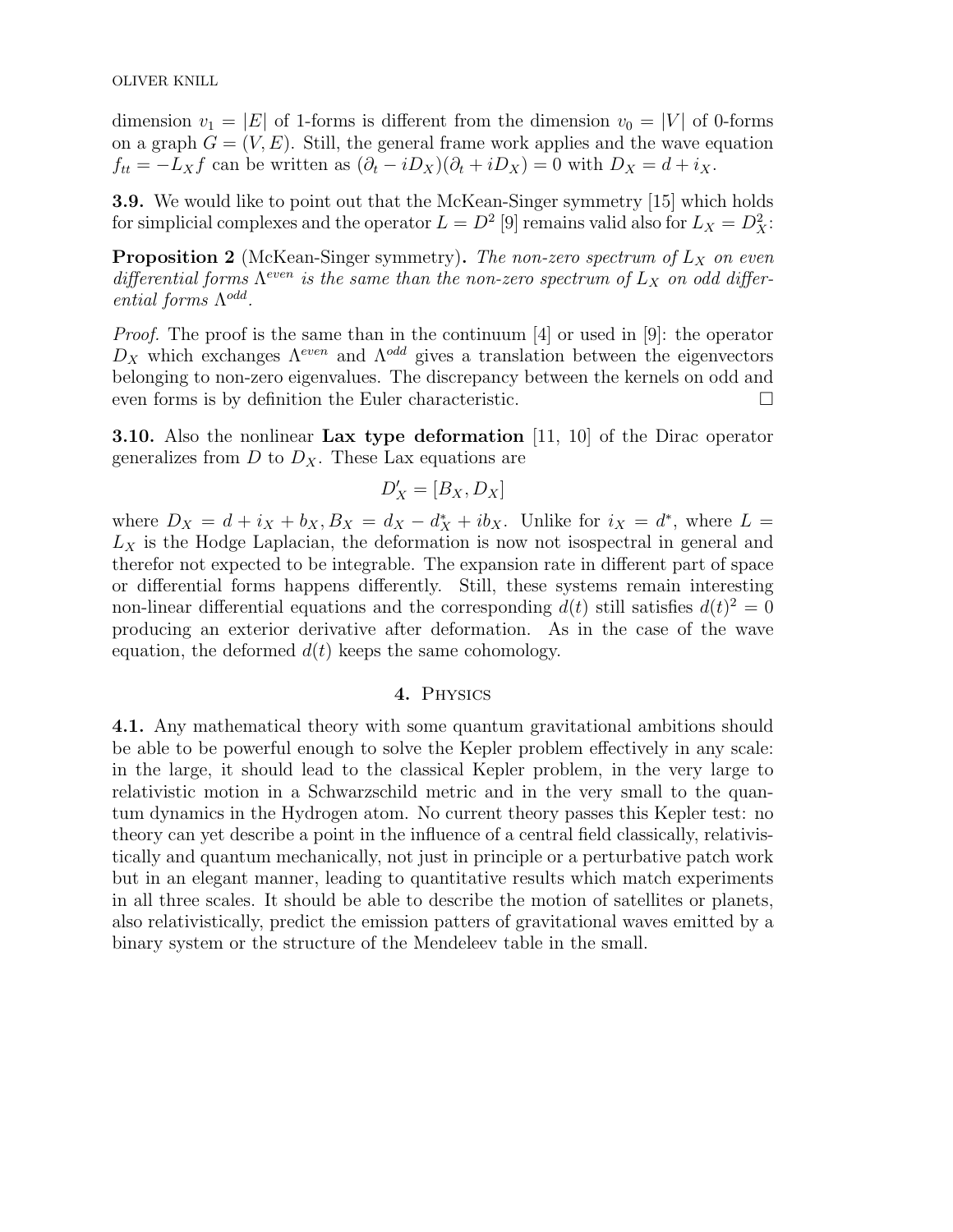dimension $v_1 = |E|$ of 1-forms is different from the dimension $v_0 = |V|$ of 0-forms on a graph $G = (V, E)$. Still, the general frame work applies and the wave equation $f_{tt} = -L_X f$ can be written as $(\partial_t - iD_X)(\partial_t + iD_X) = 0$ with $D_X = d + i_X$.

**3.9.** We would like to point out that the McKean-Singer symmetry [15] which holds for simplicial complexes and the operator $L = D^2$ [9] remains valid also for $L_X = D_X^2$:

**Proposition 2** (McKean-Singer symmetry)**.** *The non-zero spectrum of $L_X$ on even differential forms $\Lambda^{even}$ is the same than the non-zero spectrum of $L_X$ on odd differential forms $\Lambda^{odd}$.*

*Proof.* The proof is the same than in the continuum [4] or used in [9]: the operator $D_X$ which exchanges $\Lambda^{even}$ and $\Lambda^{odd}$ gives a translation between the eigenvectors belonging to non-zero eigenvalues. The discrepancy between the kernels on odd and even forms is by definition the Euler characteristic. $\square$

**3.10.** Also the nonlinear **Lax type deformation** [11, 10] of the Dirac operator generalizes from $D$ to $D_X$. These Lax equations are

$$D_X' = [B_X, D_X]$$

where $D_X = d + i_X + b_X, B_X = d_X - d_X^* + ib_X$. Unlike for $i_X = d^*$, where $L = L_X$ is the Hodge Laplacian, the deformation is now not isospectral in general and therefor not expected to be integrable. The expansion rate in different part of space or differential forms happens differently. Still, these systems remain interesting non-linear differential equations and the corresponding $d(t)$ still satisfies $d(t)^2 = 0$ producing an exterior derivative after deformation. As in the case of the wave equation, the deformed $d(t)$ keeps the same cohomology.

## 4. Physics

**4.1.** Any mathematical theory with some quantum gravitational ambitions should be able to be powerful enough to solve the Kepler problem effectively in any scale: in the large, it should lead to the classical Kepler problem, in the very large to relativistic motion in a Schwarzschild metric and in the very small to the quantum dynamics in the Hydrogen atom. No current theory passes this Kepler test: no theory can yet describe a point in the influence of a central field classically, relativistically and quantum mechanically, not just in principle or a perturbative patch work but in an elegant manner, leading to quantitative results which match experiments in all three scales. It should be able to describe the motion of satellites or planets, also relativistically, predict the emission patters of gravitational waves emitted by a binary system or the structure of the Mendeleev table in the small.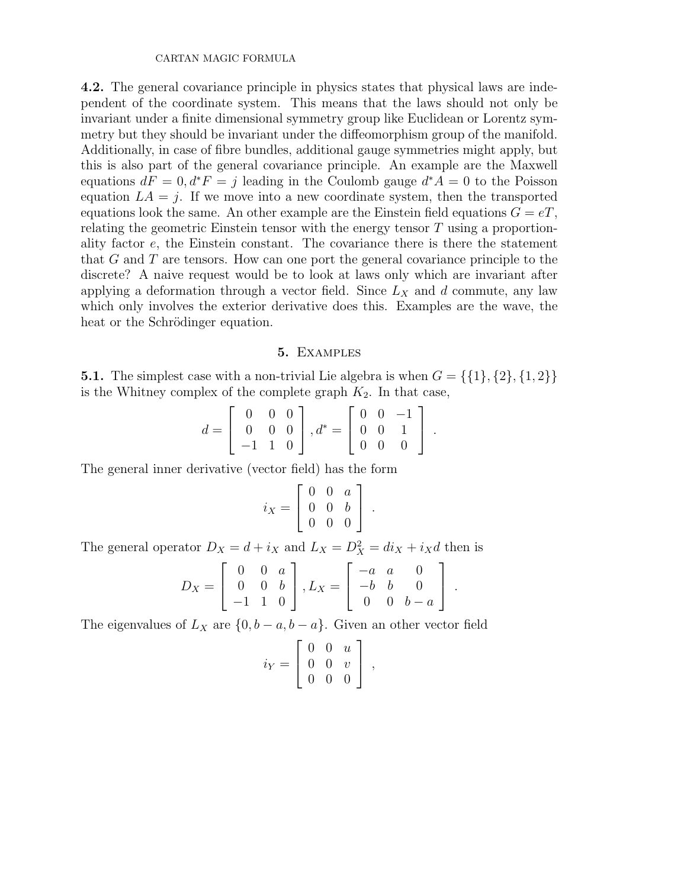**4.2.** The general covariance principle in physics states that physical laws are independent of the coordinate system. This means that the laws should not only be invariant under a finite dimensional symmetry group like Euclidean or Lorentz symmetry but they should be invariant under the diffeomorphism group of the manifold. Additionally, in case of fibre bundles, additional gauge symmetries might apply, but this is also part of the general covariance principle. An example are the Maxwell equations $dF = 0, d^*F = j$ leading in the Coulomb gauge $d^*A = 0$ to the Poisson equation $LA = j$. If we move into a new coordinate system, then the transported equations look the same. An other example are the Einstein field equations $G = eT$, relating the geometric Einstein tensor with the energy tensor $T$ using a proportionality factor $e$, the Einstein constant. The covariance there is there the statement that $G$ and $T$ are tensors. How can one port the general covariance principle to the discrete? A naive request would be to look at laws only which are invariant after applying a deformation through a vector field. Since $L_X$ and $d$ commute, any law which only involves the exterior derivative does this. Examples are the wave, the heat or the Schrödinger equation.

## 5. Examples

**5.1.** The simplest case with a non-trivial Lie algebra is when $G = \{\{1\}, \{2\}, \{1, 2\}\}$ is the Whitney complex of the complete graph $K_2$. In that case,

$$d = \begin{bmatrix} 0 & 0 & 0 \\ 0 & 0 & 0 \\ -1 & 1 & 0 \end{bmatrix}, d^* = \begin{bmatrix} 0 & 0 & -1 \\ 0 & 0 & 1 \\ 0 & 0 & 0 \end{bmatrix}.$$

The general inner derivative (vector field) has the form

$$i_X = \begin{bmatrix} 0 & 0 & a \\ 0 & 0 & b \\ 0 & 0 & 0 \end{bmatrix}.$$

The general operator $D_X = d + i_X$ and $L_X = D_X^2 = di_X + i_X d$ then is

$$D_X = \begin{bmatrix} 0 & 0 & a \\ 0 & 0 & b \\ -1 & 1 & 0 \end{bmatrix}, L_X = \begin{bmatrix} -a & a & 0 \\ -b & b & 0 \\ 0 & 0 & b-a \end{bmatrix}.$$

The eigenvalues of $L_X$ are $\{0, b-a, b-a\}$. Given an other vector field

$$i_Y = \begin{bmatrix} 0 & 0 & u \\ 0 & 0 & v \\ 0 & 0 & 0 \end{bmatrix},$$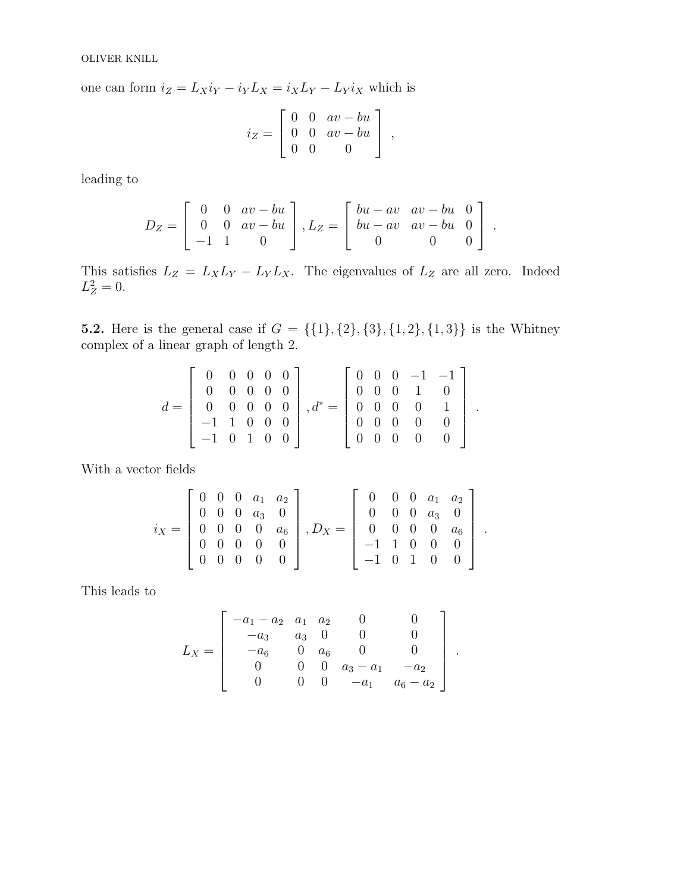one can form $i_Z = L_X i_Y - i_Y L_X = i_X L_Y - L_Y i_X$ which is

$$i_Z = \begin{bmatrix} 0 & 0 & av - bu \\ 0 & 0 & av - bu \\ 0 & 0 & 0 \end{bmatrix} ,$$

leading to

$$D_Z = \begin{bmatrix} 0 & 0 & av - bu \\ 0 & 0 & av - bu \\ -1 & 1 & 0 \end{bmatrix}, L_Z = \begin{bmatrix} bu - av & av - bu & 0 \\ bu - av & av - bu & 0 \\ 0 & 0 & 0 \end{bmatrix} .$$

This satisfies $L_Z = L_X L_Y - L_Y L_X$. The eigenvalues of $L_Z$ are all zero. Indeed $L_Z^2 = 0$.

**5.2.** Here is the general case if $G = \{\{1\}, \{2\}, \{3\}, \{1, 2\}, \{1, 3\}\}$ is the Whitney complex of a linear graph of length 2.

$$d = \begin{bmatrix} 0 & 0 & 0 & 0 & 0 \\ 0 & 0 & 0 & 0 & 0 \\ 0 & 0 & 0 & 0 & 0 \\ -1 & 1 & 0 & 0 & 0 \\ -1 & 0 & 1 & 0 & 0 \end{bmatrix}, d^* = \begin{bmatrix} 0 & 0 & 0 & -1 & -1 \\ 0 & 0 & 0 & 1 & 0 \\ 0 & 0 & 0 & 0 & 1 \\ 0 & 0 & 0 & 0 & 0 \\ 0 & 0 & 0 & 0 & 0 \end{bmatrix} .$$

With a vector fields

$$i_X = \begin{bmatrix} 0 & 0 & 0 & a_1 & a_2 \\ 0 & 0 & 0 & a_3 & 0 \\ 0 & 0 & 0 & 0 & a_6 \\ 0 & 0 & 0 & 0 & 0 \\ 0 & 0 & 0 & 0 & 0 \end{bmatrix}, D_X = \begin{bmatrix} 0 & 0 & 0 & a_1 & a_2 \\ 0 & 0 & 0 & a_3 & 0 \\ 0 & 0 & 0 & 0 & a_6 \\ -1 & 1 & 0 & 0 & 0 \\ -1 & 0 & 1 & 0 & 0 \end{bmatrix} .$$

This leads to

$$L_X = \begin{bmatrix} -a_1 - a_2 & a_1 & a_2 & 0 & 0 \\ -a_3 & a_3 & 0 & 0 & 0 \\ -a_6 & 0 & a_6 & 0 & 0 \\ 0 & 0 & 0 & a_3 - a_1 & -a_2 \\ 0 & 0 & 0 & -a_1 & a_6 - a_2 \end{bmatrix} .$$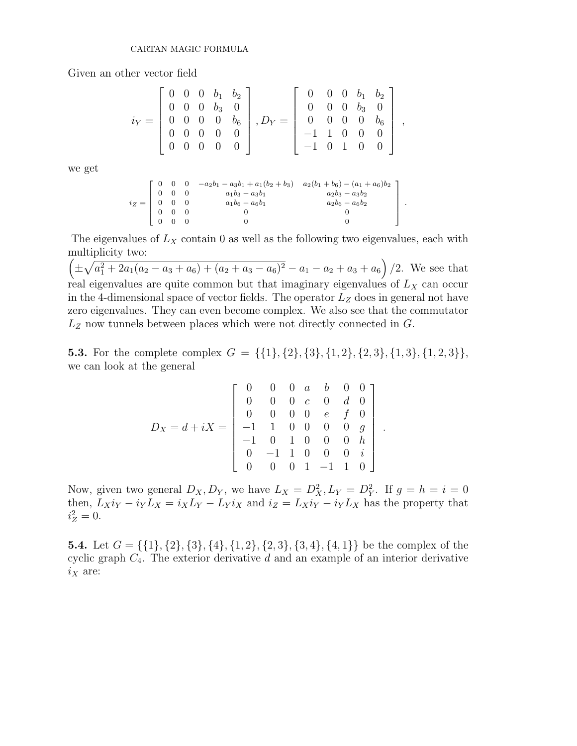Given an other vector field

$$
i_Y = \begin{bmatrix} 0 & 0 & 0 & b_1 & b_2 \\ 0 & 0 & 0 & b_3 & 0 \\ 0 & 0 & 0 & 0 & b_6 \\ 0 & 0 & 0 & 0 & 0 \\ 0 & 0 & 0 & 0 & 0 \end{bmatrix}, D_Y = \begin{bmatrix} 0 & 0 & 0 & b_1 & b_2 \\ 0 & 0 & 0 & b_3 & 0 \\ 0 & 0 & 0 & 0 & b_6 \\ -1 & 1 & 0 & 0 & 0 \\ -1 & 0 & 1 & 0 & 0 \end{bmatrix},
$$

we get

$$
i_Z = \begin{bmatrix} 0 & 0 & 0 & -a_2 b_1 - a_3 b_1 + a_1(b_2 + b_3) & a_2(b_1 + b_6) - (a_1 + a_6) b_2 \\ 0 & 0 & 0 & a_1 b_3 - a_3 b_1 & a_2 b_3 - a_3 b_2 \\ 0 & 0 & 0 & a_1 b_6 - a_6 b_1 & a_2 b_6 - a_6 b_2 \\ 0 & 0 & 0 & 0 & 0 \\ 0 & 0 & 0 & 0 & 0 \end{bmatrix}.
$$

The eigenvalues of $L_X$ contain 0 as well as the following two eigenvalues, each with multiplicity two:
$\left(\pm\sqrt{a_1^2 + 2a_1(a_2 - a_3 + a_6) + (a_2 + a_3 - a_6)^2} - a_1 - a_2 + a_3 + a_6\right)/2$. We see that real eigenvalues are quite common but that imaginary eigenvalues of $L_X$ can occur in the 4-dimensional space of vector fields. The operator $L_Z$ does in general not have zero eigenvalues. They can even become complex. We also see that the commutator $L_Z$ now tunnels between places which were not directly connected in $G$.

**5.3.** For the complete complex $G = \{\{1\}, \{2\}, \{3\}, \{1, 2\}, \{2, 3\}, \{1, 3\}, \{1, 2, 3\}\}$, we can look at the general

$$
D_X = d + iX = \begin{bmatrix} 0 & 0 & 0 & a & b & 0 & 0 \\ 0 & 0 & 0 & c & 0 & d & 0 \\ 0 & 0 & 0 & 0 & e & f & 0 \\ -1 & 1 & 0 & 0 & 0 & 0 & g \\ -1 & 0 & 1 & 0 & 0 & 0 & h \\ 0 & -1 & 1 & 0 & 0 & 0 & i \\ 0 & 0 & 0 & 1 & -1 & 1 & 0 \end{bmatrix}.
$$

Now, given two general $D_X, D_Y$, we have $L_X = D_X^2, L_Y = D_Y^2$. If $g = h = i = 0$ then, $L_X i_Y - i_Y L_X = i_X L_Y - L_Y i_X$ and $i_Z = L_X i_Y - i_Y L_X$ has the property that $i_Z^2 = 0$.

**5.4.** Let $G = \{\{1\}, \{2\}, \{3\}, \{4\}, \{1, 2\}, \{2, 3\}, \{3, 4\}, \{4, 1\}\}$ be the complex of the cyclic graph $C_4$. The exterior derivative $d$ and an example of an interior derivative $i_X$ are: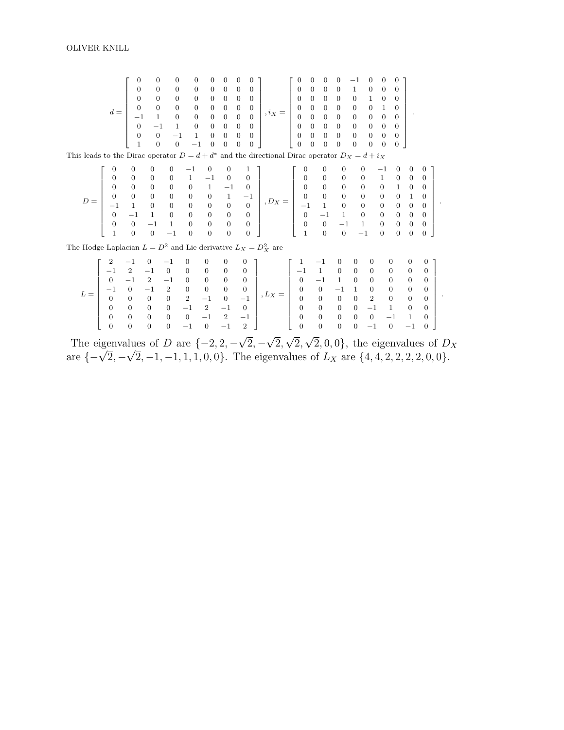$$d = \begin{bmatrix} 0 & 0 & 0 & 0 & 0 & 0 & 0 & 0 \\ 0 & 0 & 0 & 0 & 0 & 0 & 0 & 0 \\ 0 & 0 & 0 & 0 & 0 & 0 & 0 & 0 \\ 0 & 0 & 0 & 0 & 0 & 0 & 0 & 0 \\ -1 & 1 & 0 & 0 & 0 & 0 & 0 & 0 \\ 0 & -1 & 1 & 0 & 0 & 0 & 0 & 0 \\ 0 & 0 & -1 & 1 & 0 & 0 & 0 & 0 \\ 1 & 0 & 0 & -1 & 0 & 0 & 0 & 0 \end{bmatrix}, i_X = \begin{bmatrix} 0 & 0 & 0 & 0 & -1 & 0 & 0 & 0 \\ 0 & 0 & 0 & 0 & 1 & 0 & 0 & 0 \\ 0 & 0 & 0 & 0 & 0 & 1 & 0 & 0 \\ 0 & 0 & 0 & 0 & 0 & 0 & 1 & 0 \\ 0 & 0 & 0 & 0 & 0 & 0 & 0 & 0 \\ 0 & 0 & 0 & 0 & 0 & 0 & 0 & 0 \\ 0 & 0 & 0 & 0 & 0 & 0 & 0 & 0 \\ 0 & 0 & 0 & 0 & 0 & 0 & 0 & 0 \end{bmatrix}.$$

This leads to the Dirac operator $D = d + d^*$ and the directional Dirac operator $D_X = d + i_X$

$$D = \begin{bmatrix} 0 & 0 & 0 & 0 & -1 & 0 & 0 & 1 \\ 0 & 0 & 0 & 0 & 1 & -1 & 0 & 0 \\ 0 & 0 & 0 & 0 & 0 & 1 & -1 & 0 \\ 0 & 0 & 0 & 0 & 0 & 0 & 1 & -1 \\ -1 & 1 & 0 & 0 & 0 & 0 & 0 & 0 \\ 0 & -1 & 1 & 0 & 0 & 0 & 0 & 0 \\ 0 & 0 & -1 & 1 & 0 & 0 & 0 & 0 \\ 1 & 0 & 0 & -1 & 0 & 0 & 0 & 0 \end{bmatrix}, D_X = \begin{bmatrix} 0 & 0 & 0 & 0 & -1 & 0 & 0 & 0 \\ 0 & 0 & 0 & 0 & 1 & 0 & 0 & 0 \\ 0 & 0 & 0 & 0 & 0 & 1 & 0 & 0 \\ 0 & 0 & 0 & 0 & 0 & 0 & 1 & 0 \\ -1 & 1 & 0 & 0 & 0 & 0 & 0 & 0 \\ 0 & -1 & 1 & 0 & 0 & 0 & 0 & 0 \\ 0 & 0 & -1 & 1 & 0 & 0 & 0 & 0 \\ 1 & 0 & 0 & -1 & 0 & 0 & 0 & 0 \end{bmatrix}.$$

The Hodge Laplacian $L = D^2$ and Lie derivative $L_X = D_X^2$ are

$$L = \begin{bmatrix} 2 & -1 & 0 & -1 & 0 & 0 & 0 & 0 \\ -1 & 2 & -1 & 0 & 0 & 0 & 0 & 0 \\ 0 & -1 & 2 & -1 & 0 & 0 & 0 & 0 \\ -1 & 0 & -1 & 2 & 0 & 0 & 0 & 0 \\ 0 & 0 & 0 & 0 & 2 & -1 & 0 & -1 \\ 0 & 0 & 0 & 0 & -1 & 2 & -1 & 0 \\ 0 & 0 & 0 & 0 & 0 & -1 & 2 & -1 \\ 0 & 0 & 0 & 0 & -1 & 0 & -1 & 2 \end{bmatrix}, L_X = \begin{bmatrix} 1 & -1 & 0 & 0 & 0 & 0 & 0 & 0 \\ -1 & 1 & 0 & 0 & 0 & 0 & 0 & 0 \\ 0 & -1 & 1 & 0 & 0 & 0 & 0 & 0 \\ 0 & 0 & -1 & 1 & 0 & 0 & 0 & 0 \\ 0 & 0 & 0 & 0 & 2 & 0 & 0 & 0 \\ 0 & 0 & 0 & 0 & -1 & 1 & 0 & 0 \\ 0 & 0 & 0 & 0 & 0 & -1 & 1 & 0 \\ 0 & 0 & 0 & 0 & -1 & 0 & -1 & 0 \end{bmatrix}.$$

The eigenvalues of $D$ are $\{-2, 2, -\sqrt{2}, -\sqrt{2}, \sqrt{2}, \sqrt{2}, 0, 0\}$, the eigenvalues of $D_X$ are $\{-\sqrt{2}, -\sqrt{2}, -1, -1, 1, 1, 0, 0\}$. The eigenvalues of $L_X$ are $\{4, 4, 2, 2, 2, 2, 0, 0\}$.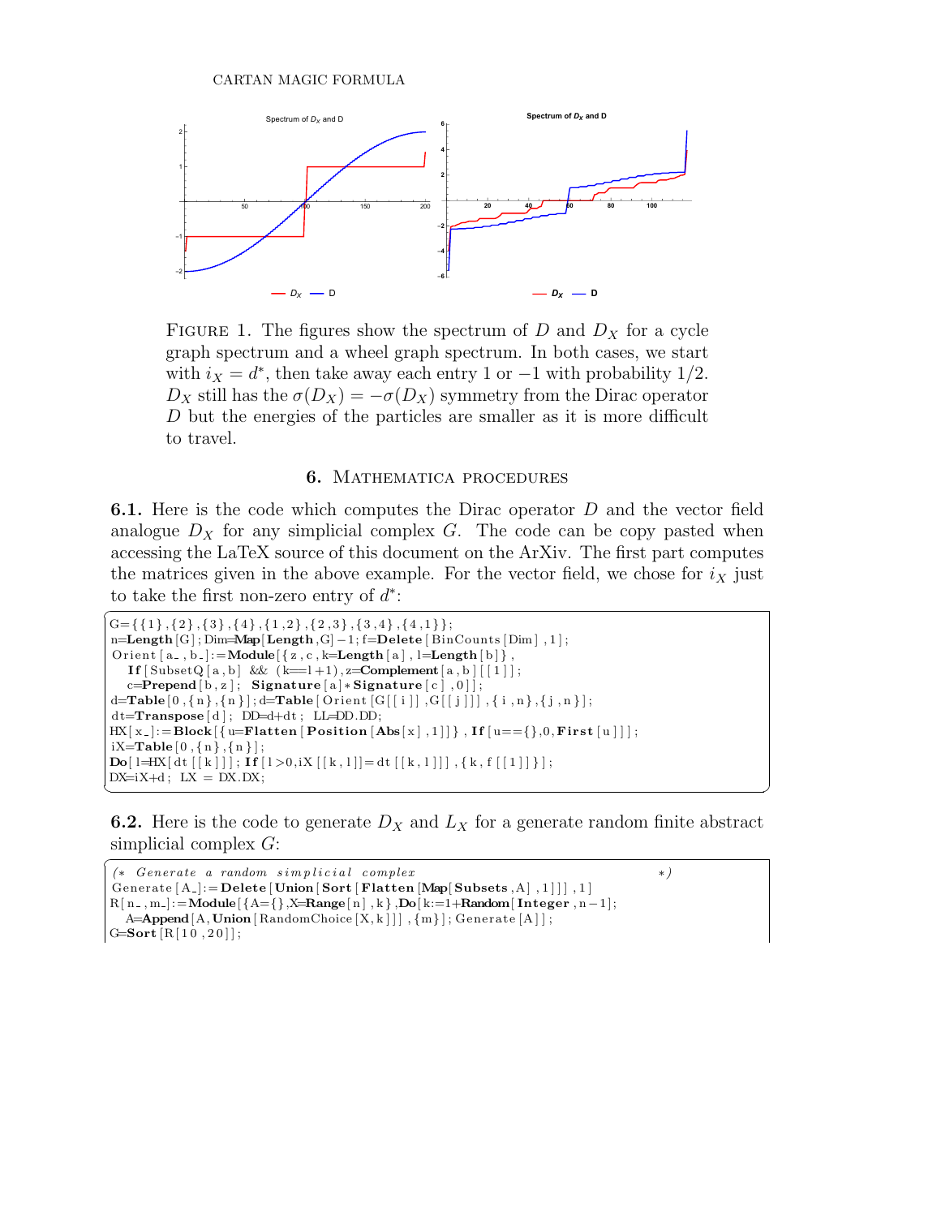FIGURE 1. The figures show the spectrum of $D$ and $D_X$ for a cycle graph spectrum and a wheel graph spectrum. In both cases, we start with $i_X = d^*$, then take away each entry 1 or $-1$ with probability 1/2. $D_X$ still has the $\sigma(D_X) = -\sigma(D_X)$ symmetry from the Dirac operator $D$ but the energies of the particles are smaller as it is more difficult to travel.

## 6. Mathematica procedures

**6.1.** Here is the code which computes the Dirac operator $D$ and the vector field analogue $D_X$ for any simplicial complex $G$. The code can be copy pasted when accessing the LaTeX source of this document on the ArXiv. The first part computes the matrices given in the above example. For the vector field, we chose for $i_X$ just to take the first non-zero entry of $d^*$:

```
G={{1},{2},{3},{4},{1,2},{2,3},{3,4},{4,1}};
n=Length[G];Dim=Map[Length,G]-1;f=Delete[BinCounts[Dim],1];
Orient[a_,b_]:=Module[{z,c,k=Length[a],l=Length[b]},
  If[SubsetQ[a,b] && (k==l+1),z=Complement[a,b][[1]];
  c=Prepend[b,z]; Signature[a]*Signature[c],0]];
d=Table[0,{n},{n}];d=Table[Orient[G[[i]],G[[j]]],{i,n},{j,n}];
dt=Transpose[d]; DD=d+dt; LL=DD.DD;
HX[x_]:=Block[{u=Flatten[Position[Abs[x],1]]},If[u=={},0,First[u]]];
iX=Table[0,{n},{n}];
Do[l=HX[dt[[k]]]; If[l>0,iX[[k,l]]=dt[[k,l]]],{k,f[[1]]}];
DX=iX+d; LX = DX.DX;
```

**6.2.** Here is the code to generate $D_X$ and $L_X$ for a generate random finite abstract simplicial complex $G$:

```
(* Generate a random simplicial complex                                  *)
Generate[A_]:=Delete[Union[Sort[Flatten[Map[Subsets,A],1]]],1]
R[n_,m_]:=Module[{A={},X=Range[n],k},Do[k:=1+Random[Integer,n-1];
  A=Append[A,Union[RandomChoice[X,k]]],{m}];Generate[A]];
G=Sort[R[10,20]];
```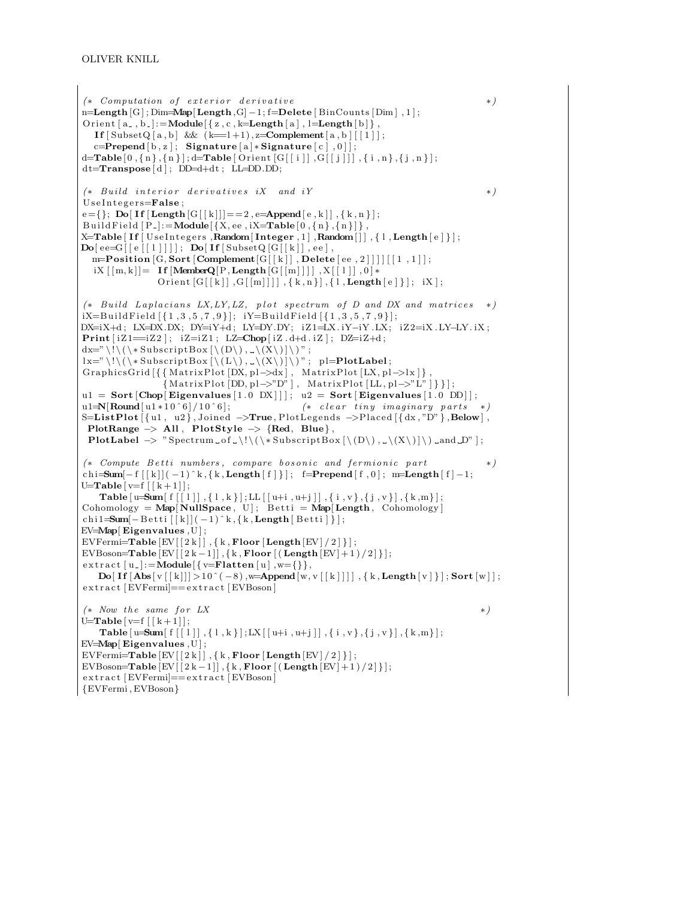```
(* Computation of exterior derivative                                        *)
n=Length[G];Dim=Map[Length,G]-1;f=Delete[BinCounts[Dim],1];
Orient[a_,b_]:=Module[{z,c,k=Length[a],l=Length[b]},
   If[SubsetQ[a,b] && (k==l+1),z=Complement[a,b][[1]];
   c=Prepend[b,z]; Signature[a]*Signature[c],0]];
d=Table[0,{n},{n}];d=Table[Orient[G[[i]],G[[j]]],{i,n},{j,n}];
dt=Transpose[d]; DD=d+dt; LL=DD.DD;

(* Build interior derivatives iX  and iY                                     *)
UseIntegers=False;
e={}; Do[If[Length[G[[k]]]==2,e=Append[e,k]],{k,n}];
BuildField[P_]:=Module[{X,ee,iX=Table[0,{n},{n}]},
X=Table[If[UseIntegers,Random[Integer,1],Random[]],{l,Length[e]}];
Do[ee=G[[e[[l]]]]; Do[If[SubsetQ[G[[k]],ee],
   m=Position[G,Sort[Complement[G[[k]],Delete[ee,2]]]][[1,1]];
   iX[[m,k]]= If[MemberQ[P,Length[G[[m]]]],X[[l]],0]*
              Orient[G[[k]],G[[m]]]],{k,n}],{l,Length[e]}]; iX];

(* Build Laplacians LX,LY,LZ, plot spectrum of D and DX and matrices  *)
iX=BuildField[{1,3,5,7,9}]; iY=BuildField[{1,3,5,7,9}];
DX=iX+d; LX=DX.DX; DY=iY+d; LY=DY.DY; iZ1=LX.iY-iY.LX; iZ2=iX.LY-LY.iX;
Print[iZ1==iZ2]; iZ=iZ1; LZ=Chop[iZ.d+d.iZ]; DZ=iZ+d;
dx="\!\(\*SubscriptBox[\(D\), \(X\)]\)";
lx="\!\(\*SubscriptBox[\(L\), \(X\)]\)"; pl=PlotLabel;
GraphicsGrid[{{MatrixPlot[DX,pl->dx], MatrixPlot[LX,pl->lx]},
              {MatrixPlot[DD,pl->"D"], MatrixPlot[LL,pl->"L"]}}];
u1 = Sort[Chop[Eigenvalues[1.0 DX]]]; u2 = Sort[Eigenvalues[1.0 DD]];
u1=N[Round[u1*10^6]/10^6];              (* clear tiny imaginary parts  *)
S=ListPlot[{u1, u2},Joined ->True,PlotLegends ->Placed[{dx,"D"},Below],
 PlotRange -> All, PlotStyle -> {Red, Blue},
 PlotLabel -> "Spectrum of \!\(\*SubscriptBox[\(D\), \(X\)]\) and D"];

(* Compute Betti numbers, compare bosonic and fermionic part          *)
chi=Sum[-f[[k]](-1)^k,{k,Length[f]}]; f=Prepend[f,0]; m=Length[f]-1;
U=Table[v=f[[k+1]];
   Table[u=Sum[f[[l]],{l,k}];LL[[u+i,u+j]],{i,v},{j,v}],{k,m}];
Cohomology = Map[NullSpace, U]; Betti = Map[Length, Cohomology]
chi1=Sum[-Betti[[k]](-1)^k,{k,Length[Betti]}];
EV=Map[Eigenvalues,U];
EVFermi=Table[EV[[2k]],{k,Floor[Length[EV]/2]}];
EVBoson=Table[EV[[2k-1]],{k,Floor[(Length[EV]+1)/2]}];
extract[u_]:=Module[{v=Flatten[u],w={}},
   Do[If[Abs[v[[k]]]>10^(-8),w=Append[w,v[[k]]]],{k,Length[v]}];Sort[w]];
extract[EVFermi]==extract[EVBoson]

(* Now the same for LX                                                       *)
U=Table[v=f[[k+1]];
   Table[u=Sum[f[[l]],{l,k}];LX[[u+i,u+j]],{i,v},{j,v}],{k,m}];
EV=Map[Eigenvalues,U];
EVFermi=Table[EV[[2k]],{k,Floor[Length[EV]/2]}];
EVBoson=Table[EV[[2k-1]],{k,Floor[(Length[EV]+1)/2]}];
extract[EVFermi]==extract[EVBoson]
{EVFermi,EVBoson}
```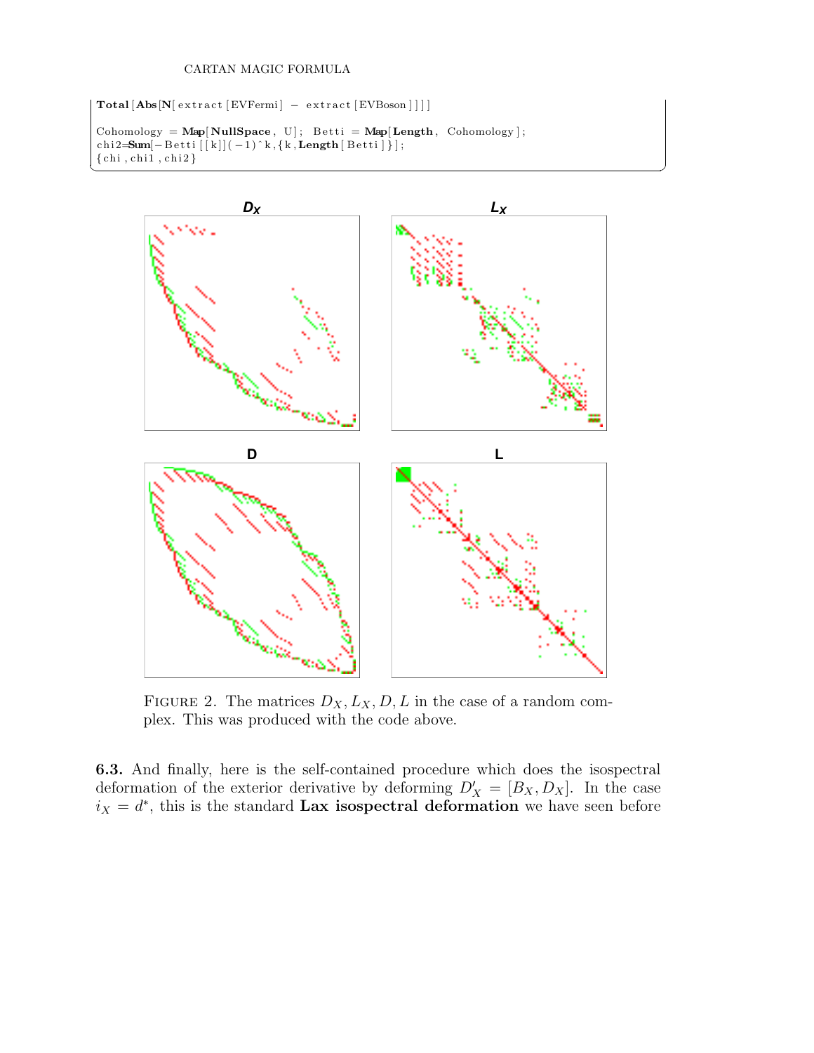```
Total[Abs[N[extract[EVFermi] - extract[EVBoson]]]]

Cohomology = Map[NullSpace, U]; Betti = Map[Length, Cohomology];
chi2=Sum[-Betti[[k]](-1)^k,{k,Length[Betti]}];
{chi,chi1,chi2}
```

FIGURE 2. The matrices $D_X, L_X, D, L$ in the case of a random complex. This was produced with the code above.

**6.3.** And finally, here is the self-contained procedure which does the isospectral deformation of the exterior derivative by deforming $D_X' = [B_X, D_X]$. In the case $i_X = d^*$, this is the standard **Lax isospectral deformation** we have seen before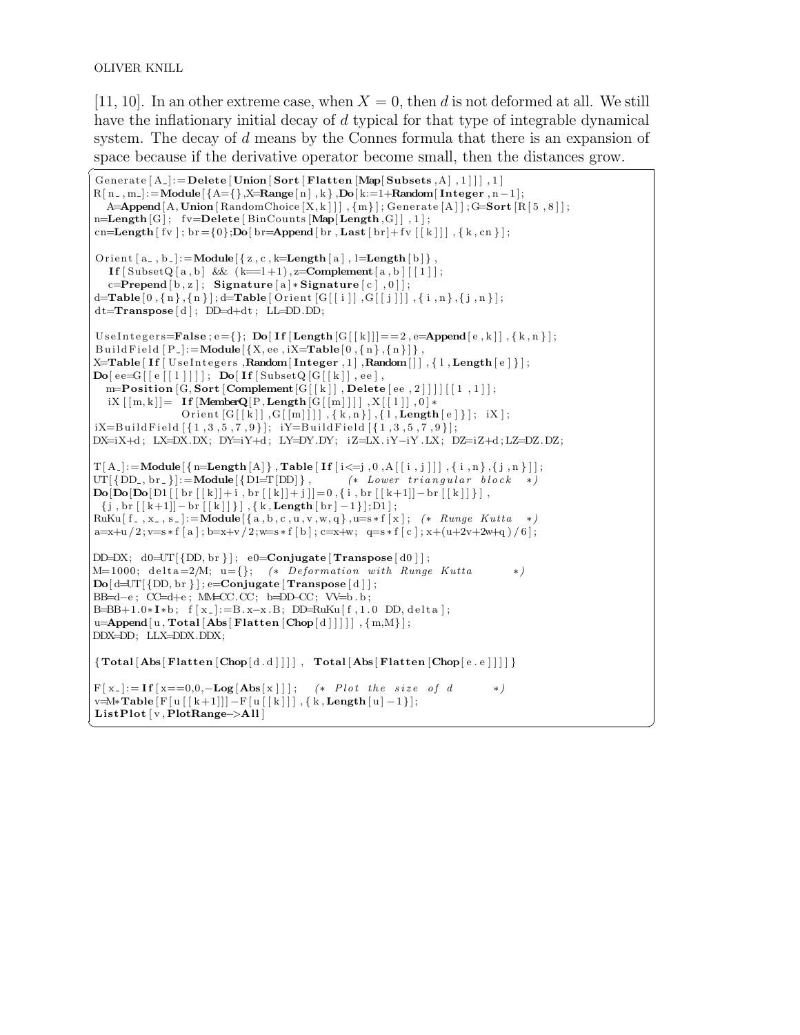[11, 10]. In an other extreme case, when $X = 0$, then $d$ is not deformed at all. We still have the inflationary initial decay of $d$ typical for that type of integrable dynamical system. The decay of $d$ means by the Connes formula that there is an expansion of space because if the derivative operator become small, then the distances grow.

```
Generate[A_]:=Delete[Union[Sort[Flatten[Map[Subsets,A],1]]],1]
R[n_,m_]:=Module[{A={},X=Range[n],k},Do[k:=1+Random[Integer,n-1];
  A=Append[A,Union[RandomChoice[X,k]]],{m}];Generate[A]];G=Sort[R[5,8]];
n=Length[G];  fv=Delete[BinCounts[Map[Length,G]],1];
cn=Length[fv];br={0};Do[br=Append[br,Last[br]+fv[[k]]],{k,cn}];

Orient[a_,b_]:=Module[{z,c,k=Length[a],l=Length[b]},
  If[SubsetQ[a,b] && (k==l+1),z=Complement[a,b][[1]];
  c=Prepend[b,z];  Signature[a]*Signature[c],0]];
d=Table[0,{n},{n}];d=Table[Orient[G[[i]],G[[j]]],{i,n},{j,n}];
dt=Transpose[d];  DD=d+dt;  LL=DD.DD;

UseIntegers=False;e={};  Do[If[Length[G[[k]]]==2,e=Append[e,k]],{k,n}];
BuildField[P_]:=Module[{X,ee,iX=Table[0,{n},{n}]},
X=Table[If[UseIntegers,Random[Integer,1],Random[]],{l,Length[e]}];
Do[ee=G[[e[[l]]]];  Do[If[SubsetQ[G[[k]],ee],
  m=Position[G,Sort[Complement[G[[k]],Delete[ee,2]]]][[1,1]];
  iX[[m,k]]=  If[MemberQ[P,Length[G[[m]]]],X[[l]],0]*
              Orient[G[[k]],G[[m]]]],{k,n}],{l,Length[e]}];  iX];
iX=BuildField[{1,3,5,7,9}];  iY=BuildField[{1,3,5,7,9}];
DX=iX+d;  LX=DX.DX;  DY=iY+d;  LY=DY.DY;  iZ=LX.iY-iY.LX;  DZ=iZ+d;LZ=DZ.DZ;

T[A_]:=Module[{n=Length[A]},Table[If[i<=j,0,A[[i,j]]],{i,n},{j,n}]];
UT[{DD_,br_}]:=Module[{D1=T[DD]},        (* Lower triangular block   *)
Do[Do[Do[D1[[br[[k]]+i,br[[k]]+j]]=0,{i,br[[k+1]]-br[[k]]}],
  {j,br[[k+1]]-br[[k]]}],{k,Length[br]-1}];D1];
RuKu[f_,x_,s_]:=Module[{a,b,c,u,v,w,q},u=s*f[x];  (* Runge Kutta  *)
a=x+u/2;v=s*f[a];b=x+v/2;w=s*f[b];c=x+w;  q=s*f[c];x+(u+2v+2w+q)/6];

DD=DX;  d0=UT[{DD,br}];  e0=Conjugate[Transpose[d0]];
M=1000;  delta=2/M;  u={};   (* Deformation with Runge Kutta        *)
Do[d=UT[{DD,br}];e=Conjugate[Transpose[d]];
BB=d-e;  CC=d+e;  MM=CC.CC;  b=DD-CC;  VV=b.b;
B=BB+1.0*I*b;  f[x_]:=B.x-x.B;  DD=RuKu[f,1.0 DD,delta];
u=Append[u,Total[Abs[Flatten[Chop[d]]]]],{m,M}];
DDX=DD;  LLX=DDX.DDX;

{Total[Abs[Flatten[Chop[d.d]]]],  Total[Abs[Flatten[Chop[e.e]]]]}

F[x_]:=If[x==0,0,-Log[Abs[x]]];   (* Plot the size of d        *)
v=M*Table[F[u[[k+1]]]-F[u[[k]]],{k,Length[u]-1}];
ListPlot[v,PlotRange->All]
```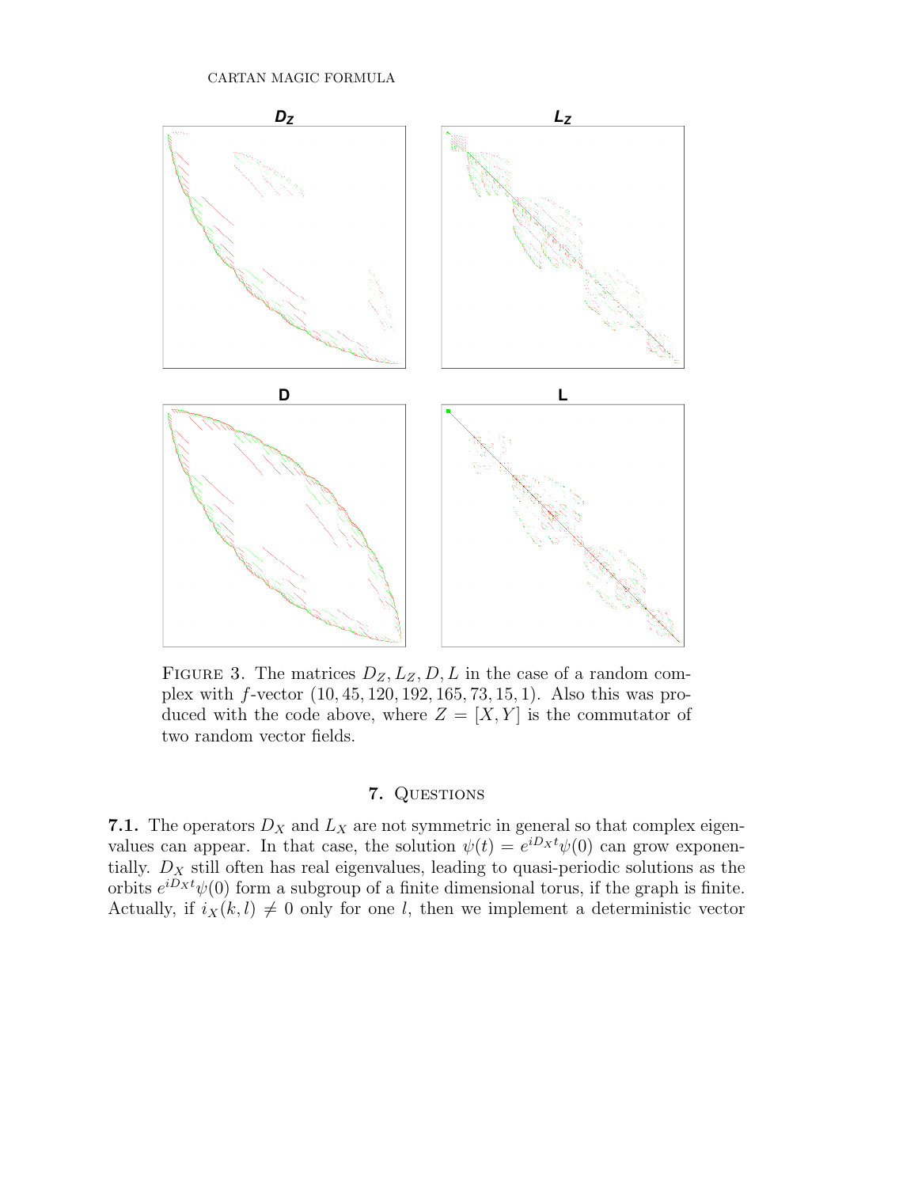Figure 3. The matrices $D_Z, L_Z, D, L$ in the case of a random complex with $f$-vector $(10, 45, 120, 192, 165, 73, 15, 1)$. Also this was produced with the code above, where $Z = [X, Y]$ is the commutator of two random vector fields.

## 7. Questions

**7.1.** The operators $D_X$ and $L_X$ are not symmetric in general so that complex eigenvalues can appear. In that case, the solution $\psi(t) = e^{iD_X t}\psi(0)$ can grow exponentially. $D_X$ still often has real eigenvalues, leading to quasi-periodic solutions as the orbits $e^{iD_X t}\psi(0)$ form a subgroup of a finite dimensional torus, if the graph is finite. Actually, if $i_X(k, l) \neq 0$ only for one $l$, then we implement a deterministic vector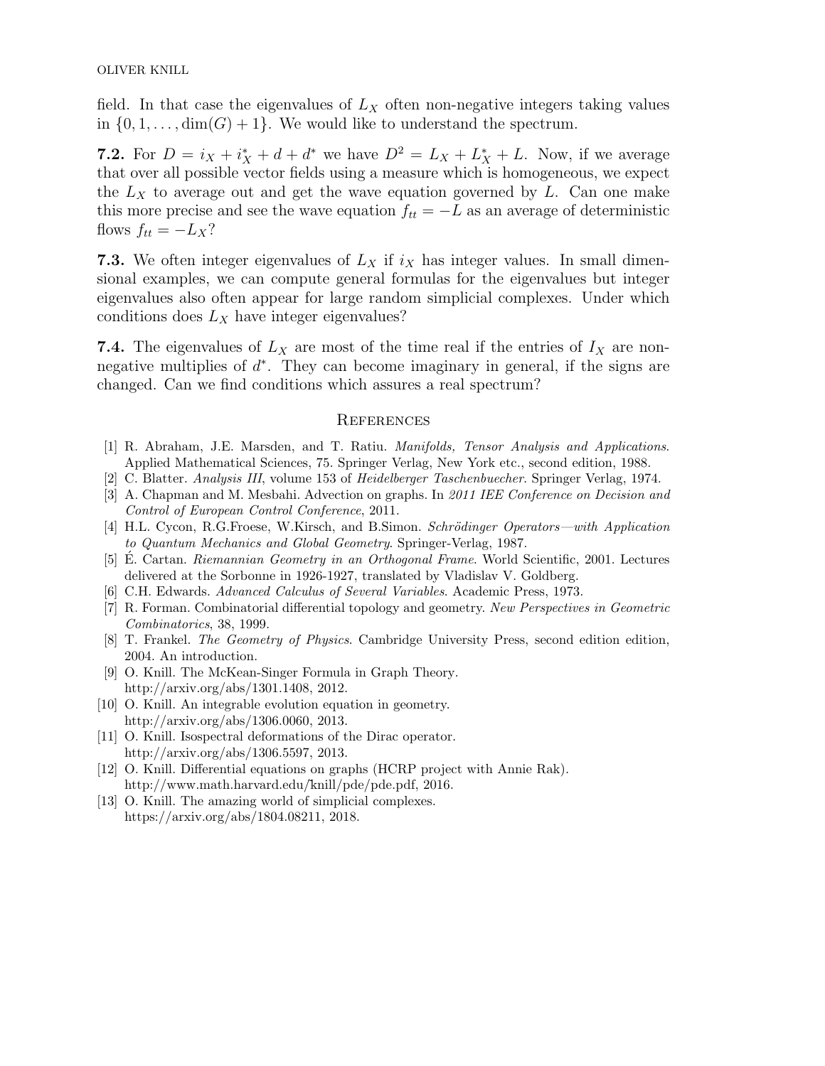field. In that case the eigenvalues of $L_X$ often non-negative integers taking values in $\{0, 1, \dots, \dim(G) + 1\}$. We would like to understand the spectrum.

**7.2.** For $D = i_X + i_X^* + d + d^*$ we have $D^2 = L_X + L_X^* + L$. Now, if we average that over all possible vector fields using a measure which is homogeneous, we expect the $L_X$ to average out and get the wave equation governed by $L$. Can one make this more precise and see the wave equation $f_{tt} = -L$ as an average of deterministic flows $f_{tt} = -L_X$?

**7.3.** We often integer eigenvalues of $L_X$ if $i_X$ has integer values. In small dimensional examples, we can compute general formulas for the eigenvalues but integer eigenvalues also often appear for large random simplicial complexes. Under which conditions does $L_X$ have integer eigenvalues?

**7.4.** The eigenvalues of $L_X$ are most of the time real if the entries of $I_X$ are non-negative multiples of $d^*$. They can become imaginary in general, if the signs are changed. Can we find conditions which assures a real spectrum?

## References

[1] R. Abraham, J.E. Marsden, and T. Ratiu. *Manifolds, Tensor Analysis and Applications*. Applied Mathematical Sciences, 75. Springer Verlag, New York etc., second edition, 1988.

[2] C. Blatter. *Analysis III*, volume 153 of *Heidelberger Taschenbuecher*. Springer Verlag, 1974.

[3] A. Chapman and M. Mesbahi. Advection on graphs. In *2011 IEE Conference on Decision and Control of European Control Conference*, 2011.

[4] H.L. Cycon, R.G.Froese, W.Kirsch, and B.Simon. *Schrödinger Operators—with Application to Quantum Mechanics and Global Geometry*. Springer-Verlag, 1987.

[5] É. Cartan. *Riemannian Geometry in an Orthogonal Frame*. World Scientific, 2001. Lectures delivered at the Sorbonne in 1926-1927, translated by Vladislav V. Goldberg.

[6] C.H. Edwards. *Advanced Calculus of Several Variables*. Academic Press, 1973.

[7] R. Forman. Combinatorial differential topology and geometry. *New Perspectives in Geometric Combinatorics*, 38, 1999.

[8] T. Frankel. *The Geometry of Physics*. Cambridge University Press, second edition edition, 2004. An introduction.

[9] O. Knill. The McKean-Singer Formula in Graph Theory. http://arxiv.org/abs/1301.1408, 2012.

[10] O. Knill. An integrable evolution equation in geometry. http://arxiv.org/abs/1306.0060, 2013.

[11] O. Knill. Isospectral deformations of the Dirac operator. http://arxiv.org/abs/1306.5597, 2013.

[12] O. Knill. Differential equations on graphs (HCRP project with Annie Rak). http://www.math.harvard.edu/knill/pde/pde.pdf, 2016.

[13] O. Knill. The amazing world of simplicial complexes. https://arxiv.org/abs/1804.08211, 2018.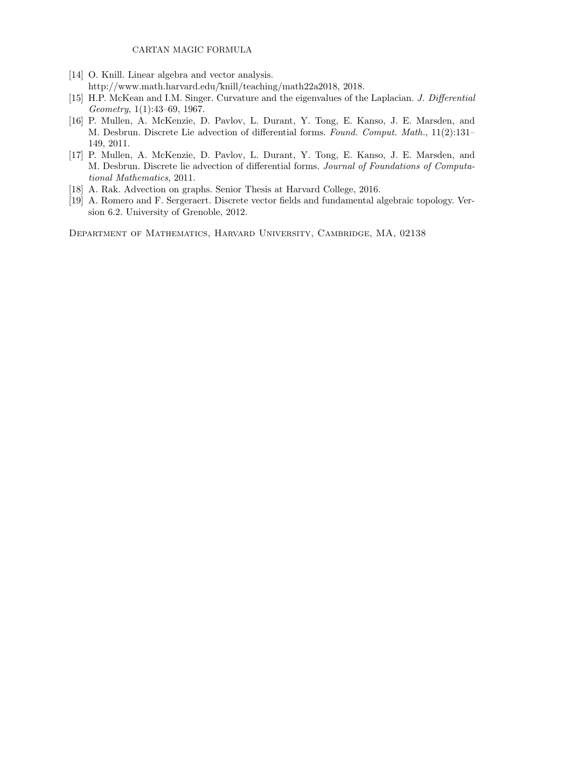[14] O. Knill. Linear algebra and vector analysis. http://www.math.harvard.edu/knill/teaching/math22a2018, 2018.

[15] H.P. McKean and I.M. Singer. Curvature and the eigenvalues of the Laplacian. *J. Differential Geometry*, 1(1):43–69, 1967.

[16] P. Mullen, A. McKenzie, D. Pavlov, L. Durant, Y. Tong, E. Kanso, J. E. Marsden, and M. Desbrun. Discrete Lie advection of differential forms. *Found. Comput. Math.*, 11(2):131–149, 2011.

[17] P. Mullen, A. McKenzie, D. Pavlov, L. Durant, Y. Tong, E. Kanso, J. E. Marsden, and M. Desbrun. Discrete lie advection of differential forms. *Journal of Foundations of Computational Mathematics*, 2011.

[18] A. Rak. Advection on graphs. Senior Thesis at Harvard College, 2016.

[19] A. Romero and F. Sergeraert. Discrete vector fields and fundamental algebraic topology. Version 6.2. University of Grenoble, 2012.

Department of Mathematics, Harvard University, Cambridge, MA, 02138